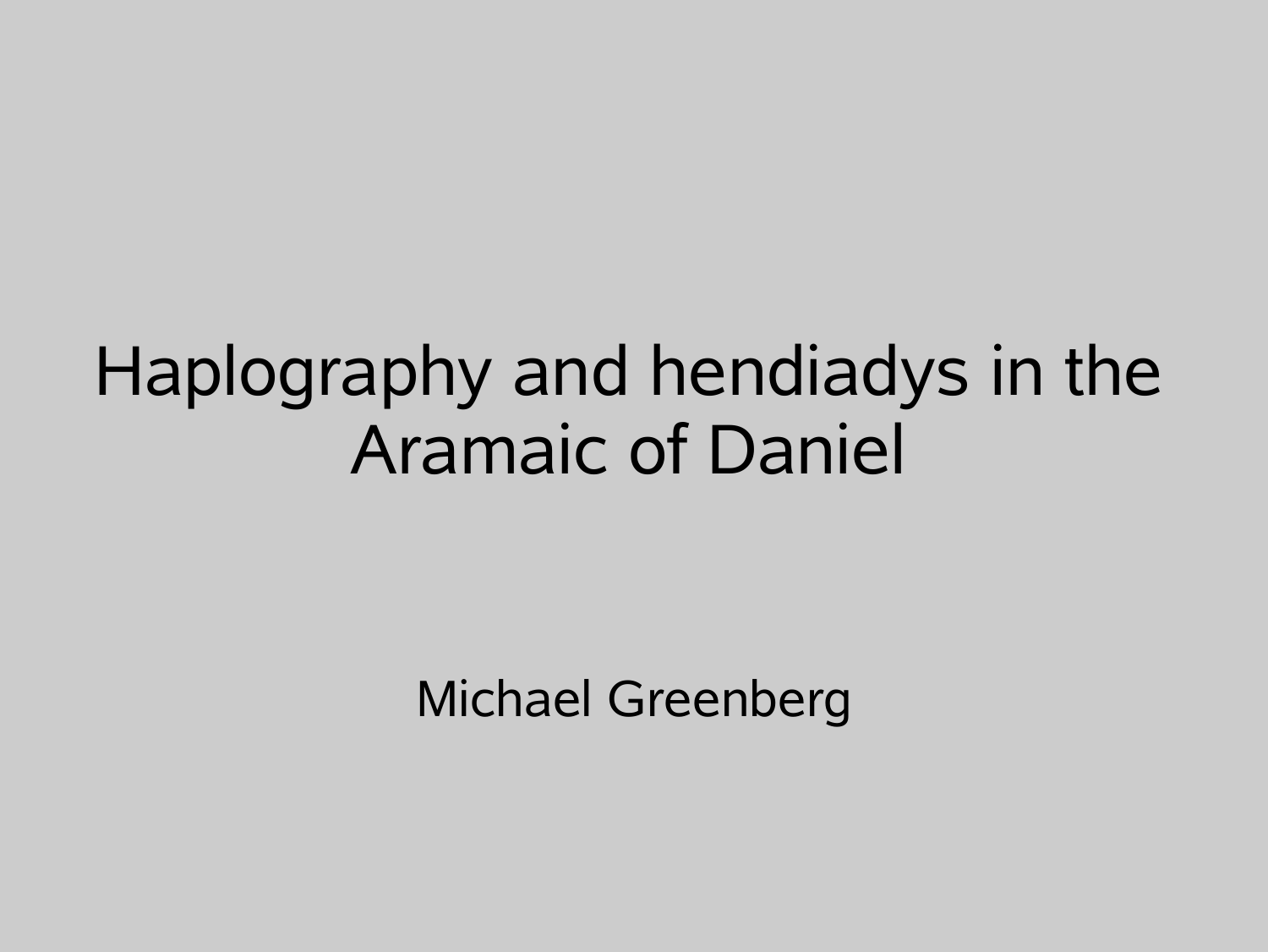# Haplography and hendiadys in the Aramaic of Daniel

Michael Greenberg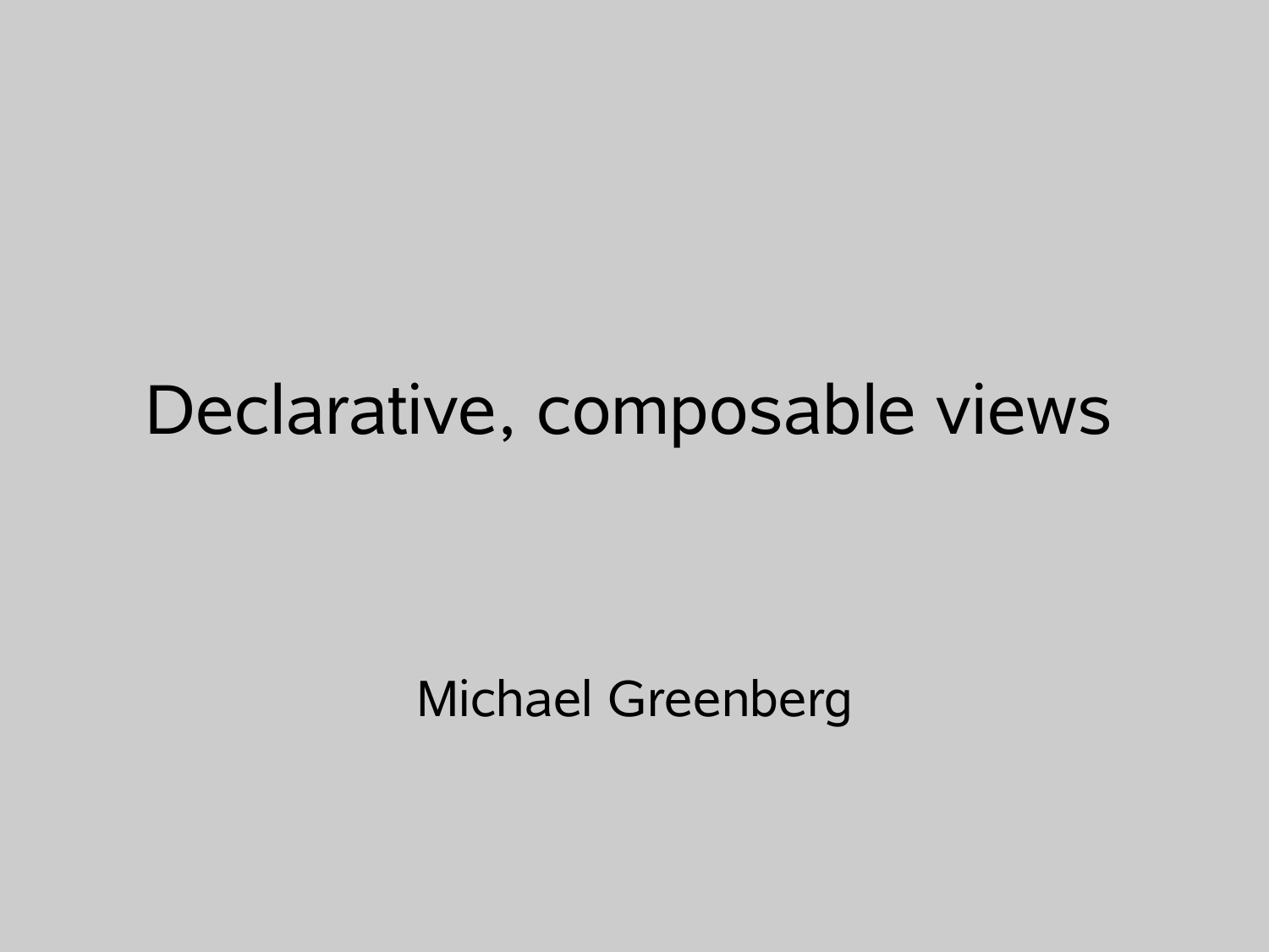# Declarative, composable views

Michael Greenberg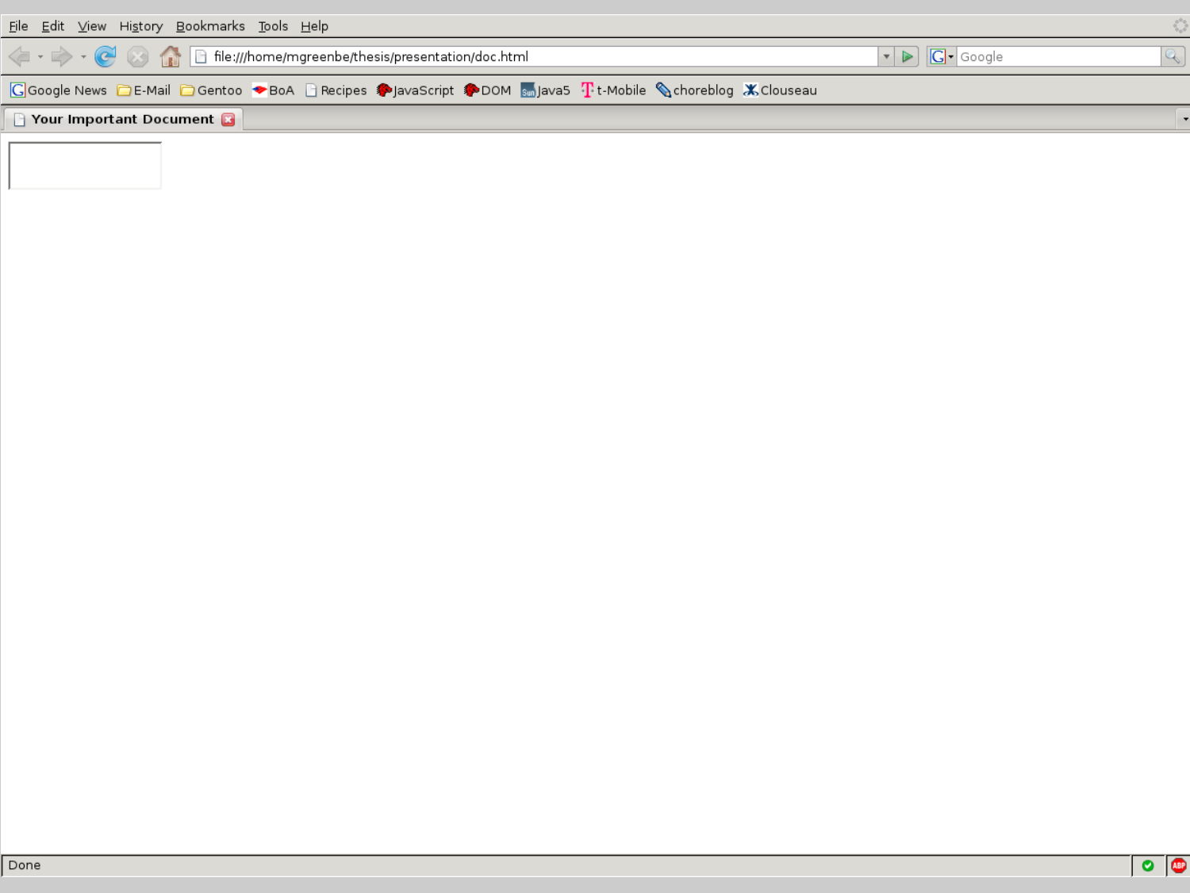File Edit View History Bookmarks Tools Help

file:///home/mgreenbe/thesis/presentation/doc.html

Google

Google News E-Mail Gentoo BoA Recipes JavaScript DOM Java5 t-Mobile choreblog Clouseau

Your Important Document

Done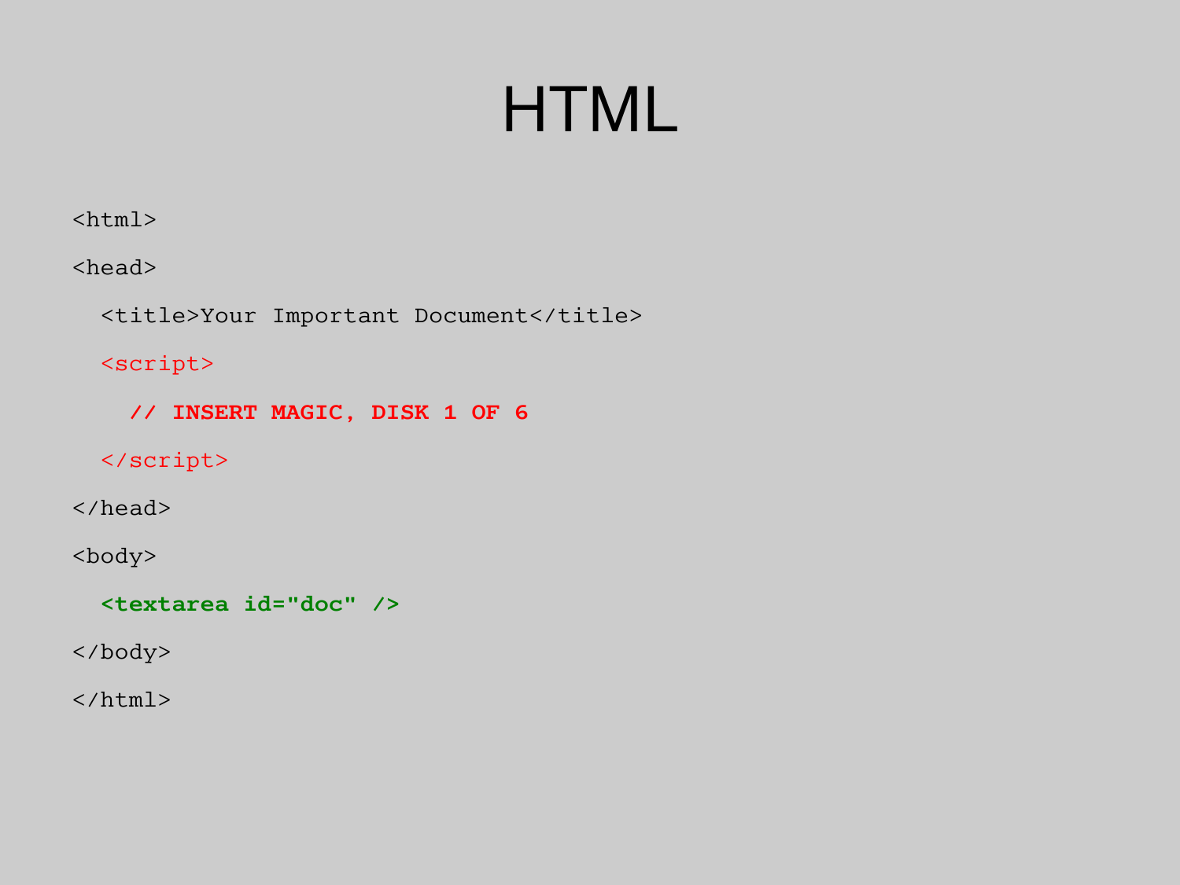# HTML

```
<html>
<head>
  <title>Your Important Document</title>
  <script>
    // INSERT MAGIC, DISK 1 OF 6
  </script>
</head>
<body>
  <textarea id="doc" />
</body>
</html>
```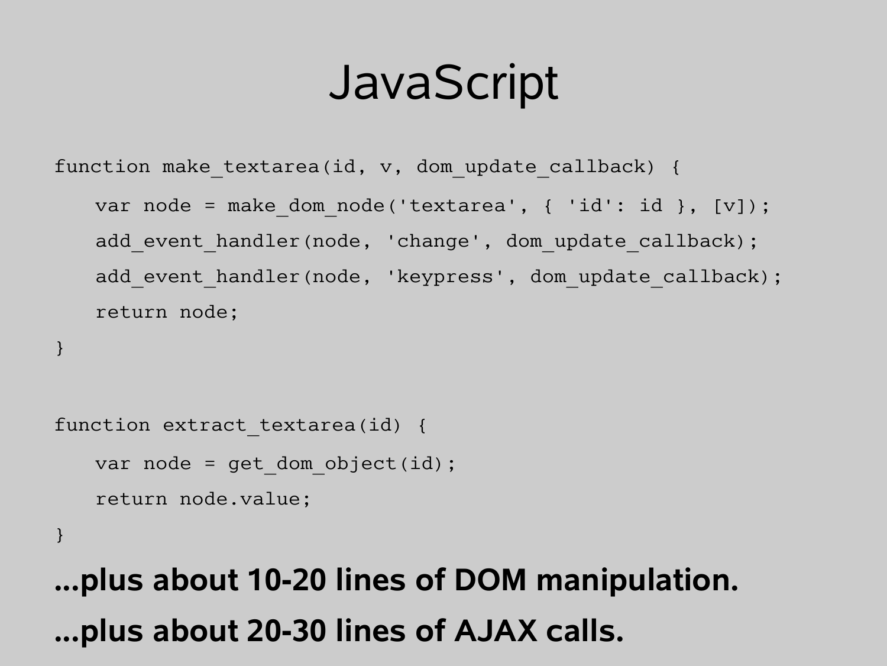# JavaScript

```
function make_textarea(id, v, dom_update_callback) {
    var node = make_dom_node('textarea', { 'id': id }, [v]);
    add_event_handler(node, 'change', dom_update_callback);
    add_event_handler(node, 'keypress', dom_update_callback);
    return node;
}

function extract_textarea(id) {
    var node = get_dom_object(id);
    return node.value;
}
```

**...plus about 10-20 lines of DOM manipulation.**

**...plus about 20-30 lines of AJAX calls.**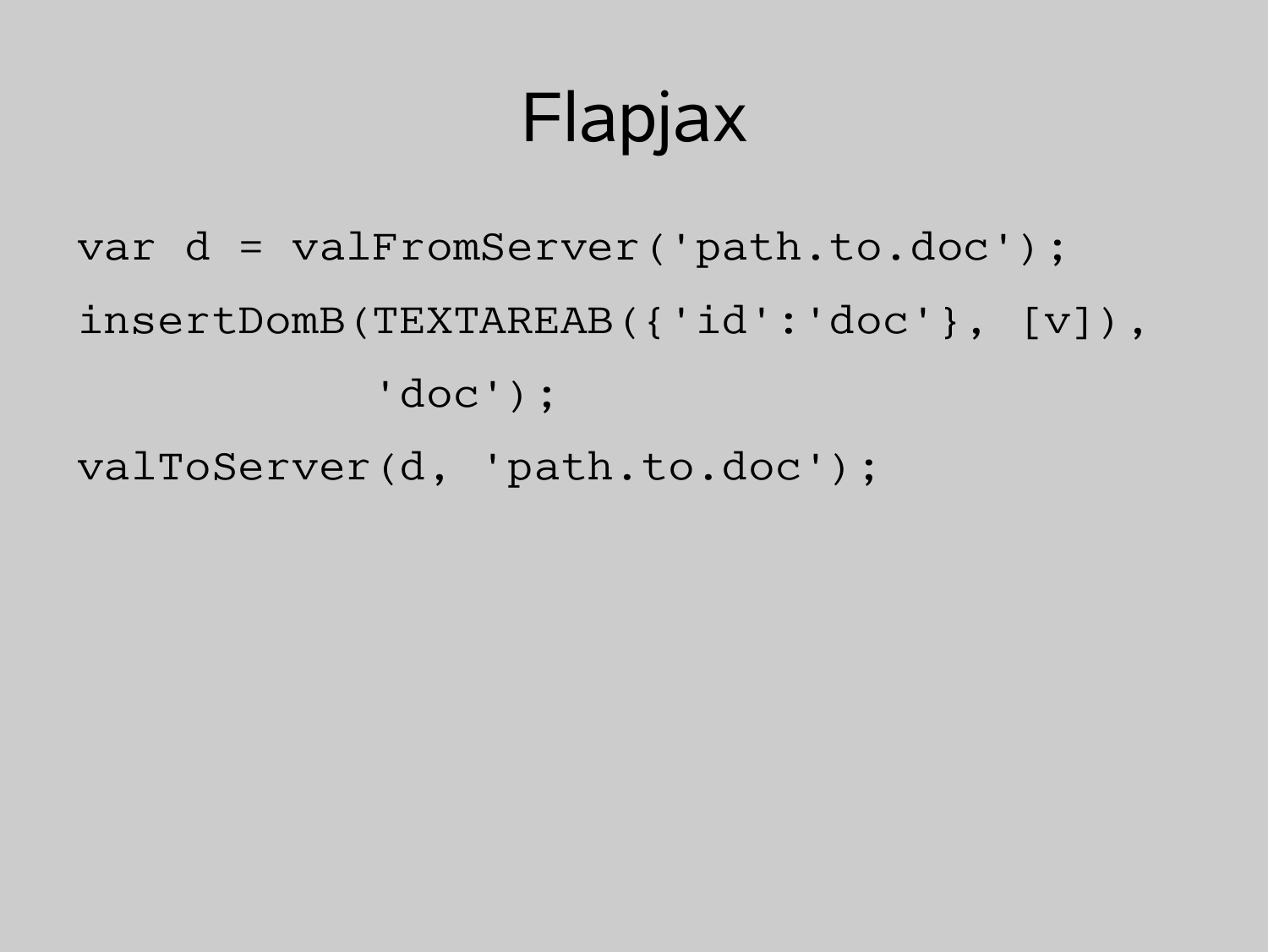# Flapjax

```
var d = valFromServer('path.to.doc');
insertDomB(TEXTAREAB({'id':'doc'}, [v]),
           'doc');
valToServer(d, 'path.to.doc');
```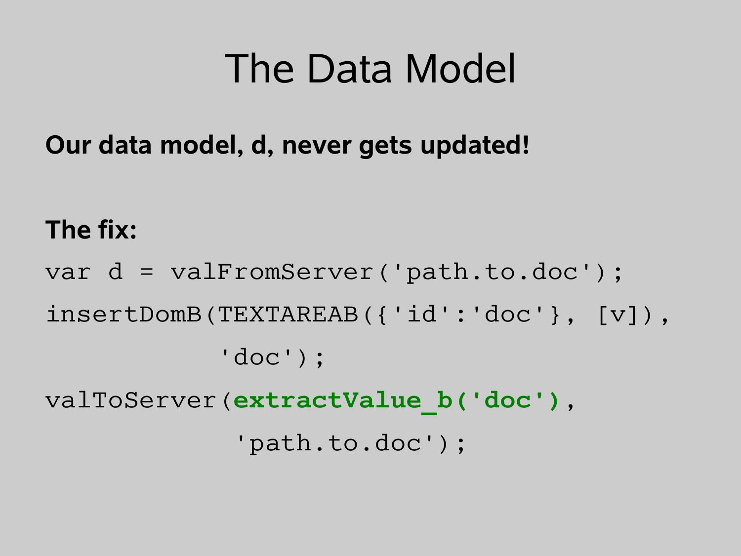# The Data Model

**Our data model, d, never gets updated!**

**The fix:**

```
var d = valFromServer('path.to.doc');
insertDomB(TEXTAREAB({'id':'doc'}, [v]),
           'doc');
valToServer(extractValue_b('doc'),
            'path.to.doc');
```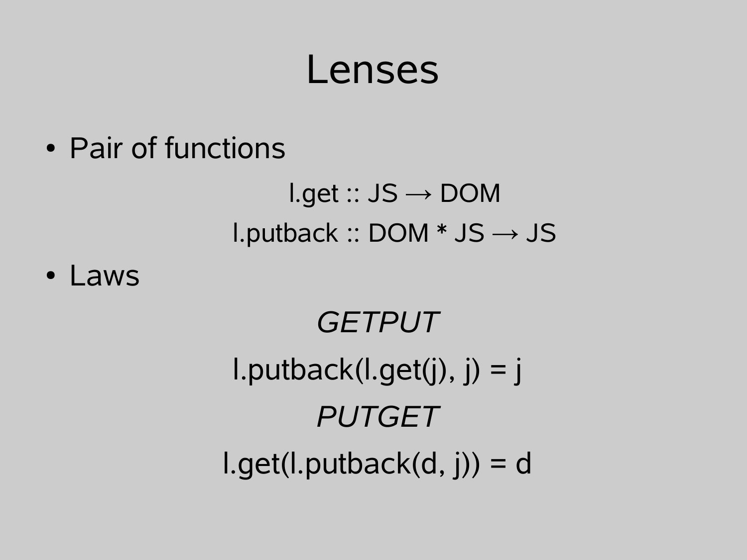# Lenses

- Pair of functions

l.get :: JS → DOM

l.putback :: DOM * JS → JS

- Laws

*GETPUT*

l.putback(l.get(j), j) = j

*PUTGET*

l.get(l.putback(d, j)) = d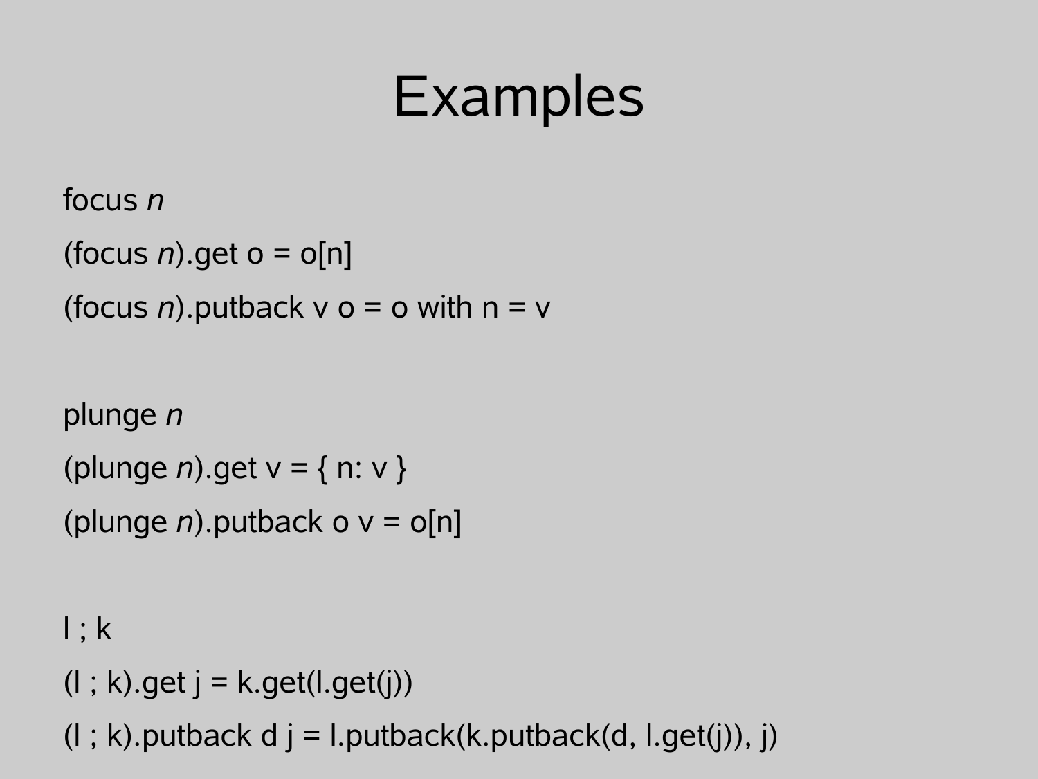# Examples

focus *n*

(focus *n*).get o = o[n]

(focus *n*).putback v o = o with n = v

plunge *n*

(plunge *n*).get v = { n: v }

(plunge *n*).putback o v = o[n]

l ; k

(l ; k).get j = k.get(l.get(j))

(l ; k).putback d j = l.putback(k.putback(d, l.get(j)), j)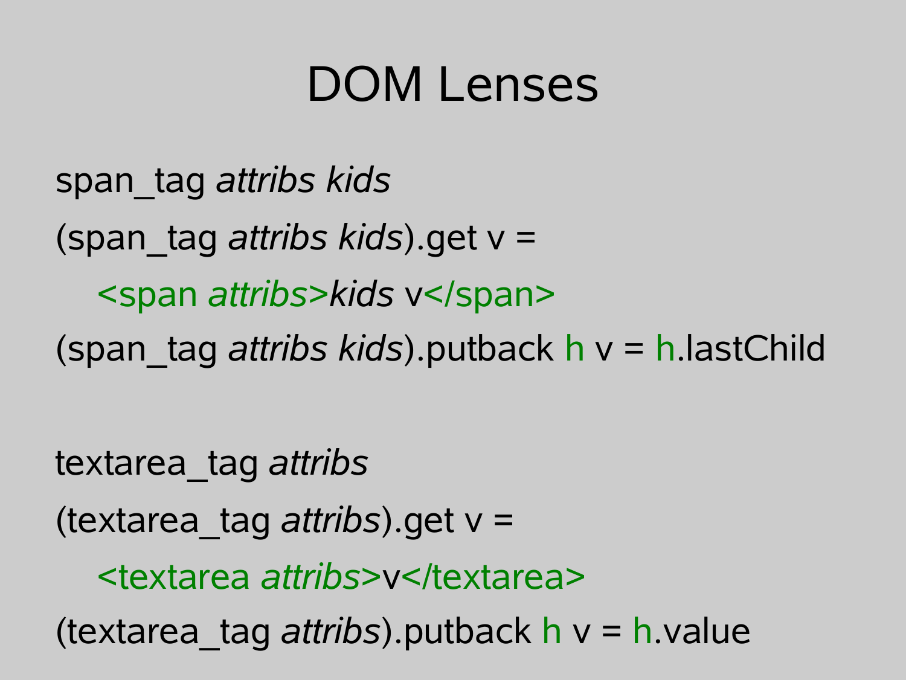# DOM Lenses

span_tag *attribs kids*

(span_tag *attribs kids*).get v =

&nbsp;&nbsp;&nbsp;&nbsp;<span *attribs*>*kids* v</span>

(span_tag *attribs kids*).putback h v = h.lastChild

textarea_tag *attribs*

(textarea_tag *attribs*).get v =

&nbsp;&nbsp;&nbsp;&nbsp;<textarea *attribs*>v</textarea>

(textarea_tag *attribs*).putback h v = h.value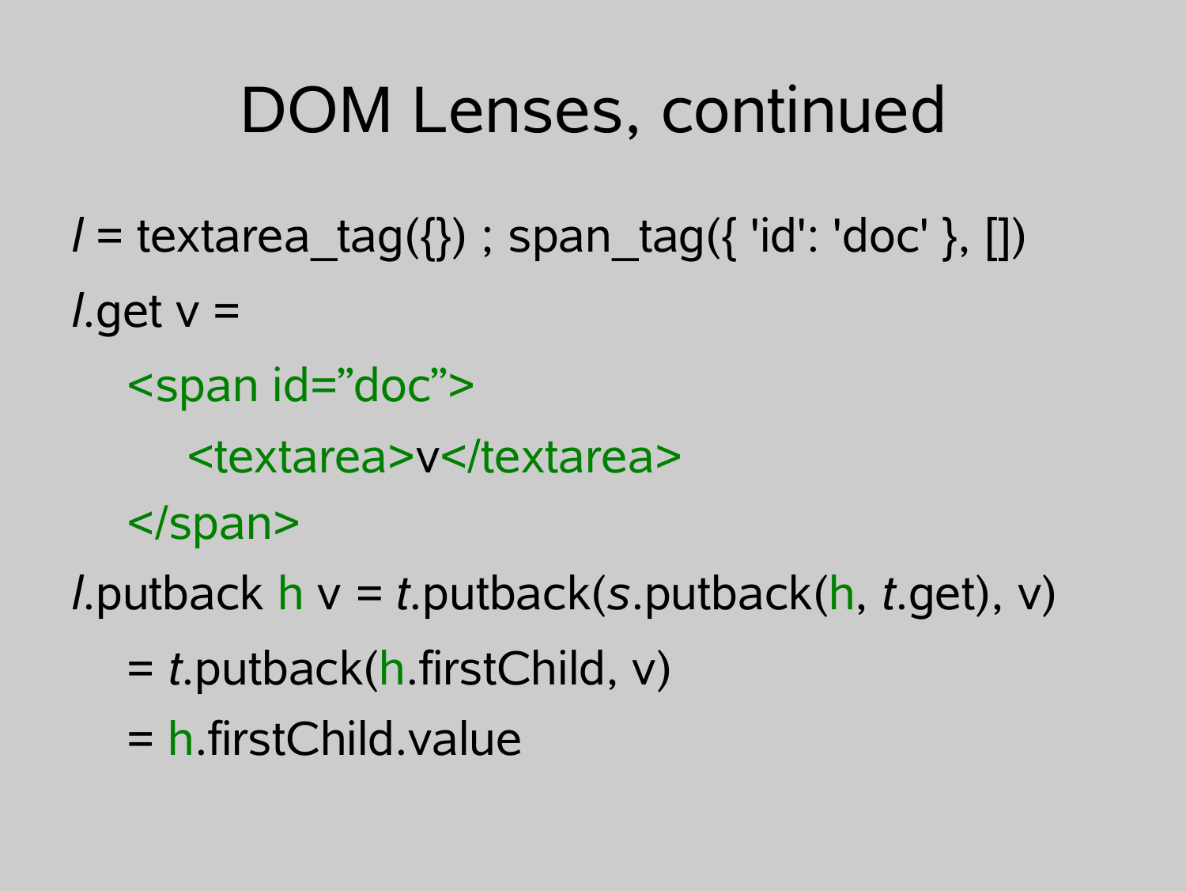# DOM Lenses, continued

*l* = textarea_tag({}) ; span_tag({ 'id': 'doc' }, [])

*l*.get v =

```
<span id="doc">
    <textarea>v</textarea>
</span>
```

*l*.putback h v = *t*.putback(*s*.putback(h, *t*.get), v)

= *t*.putback(h.firstChild, v)

= h.firstChild.value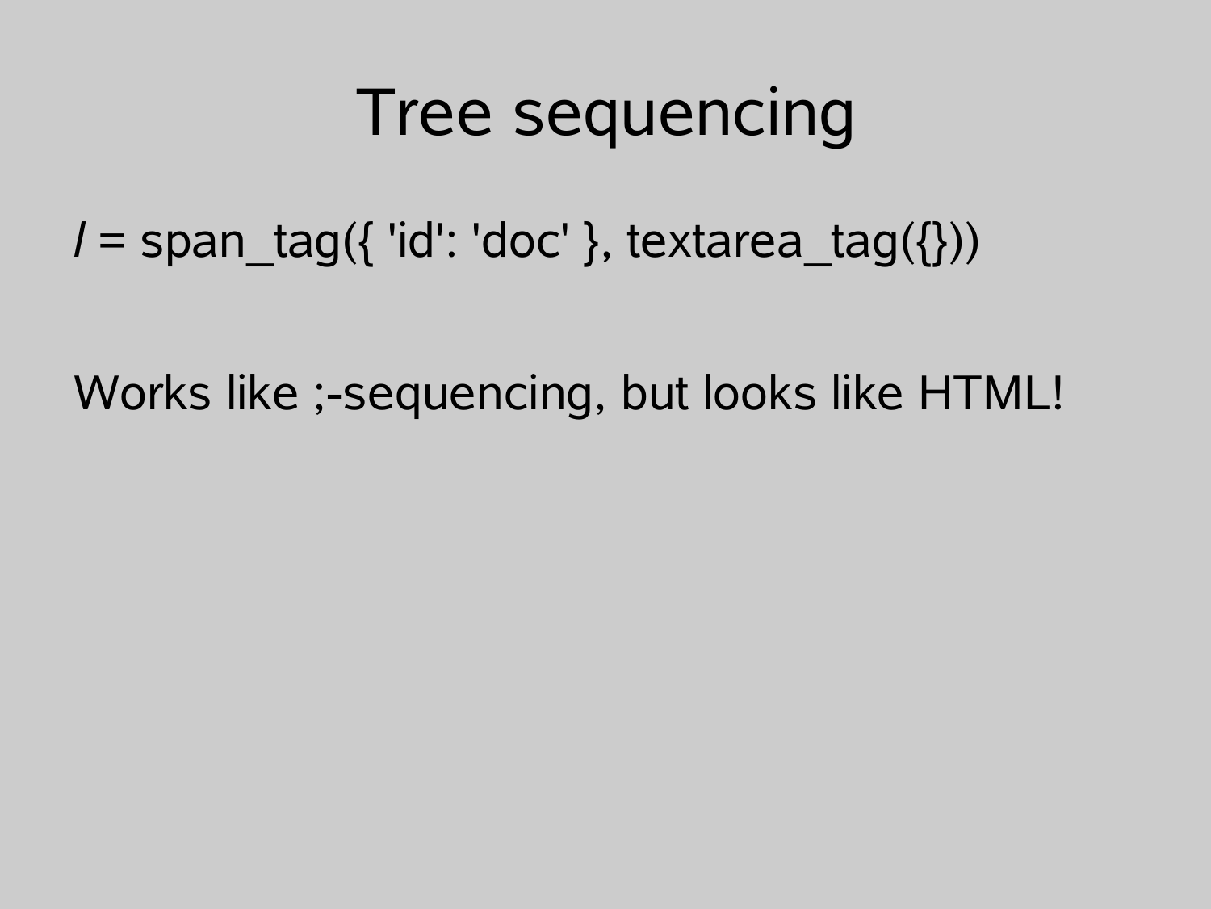# Tree sequencing

*l* = span_tag({ 'id': 'doc' }, textarea_tag({}))

Works like ;-sequencing, but looks like HTML!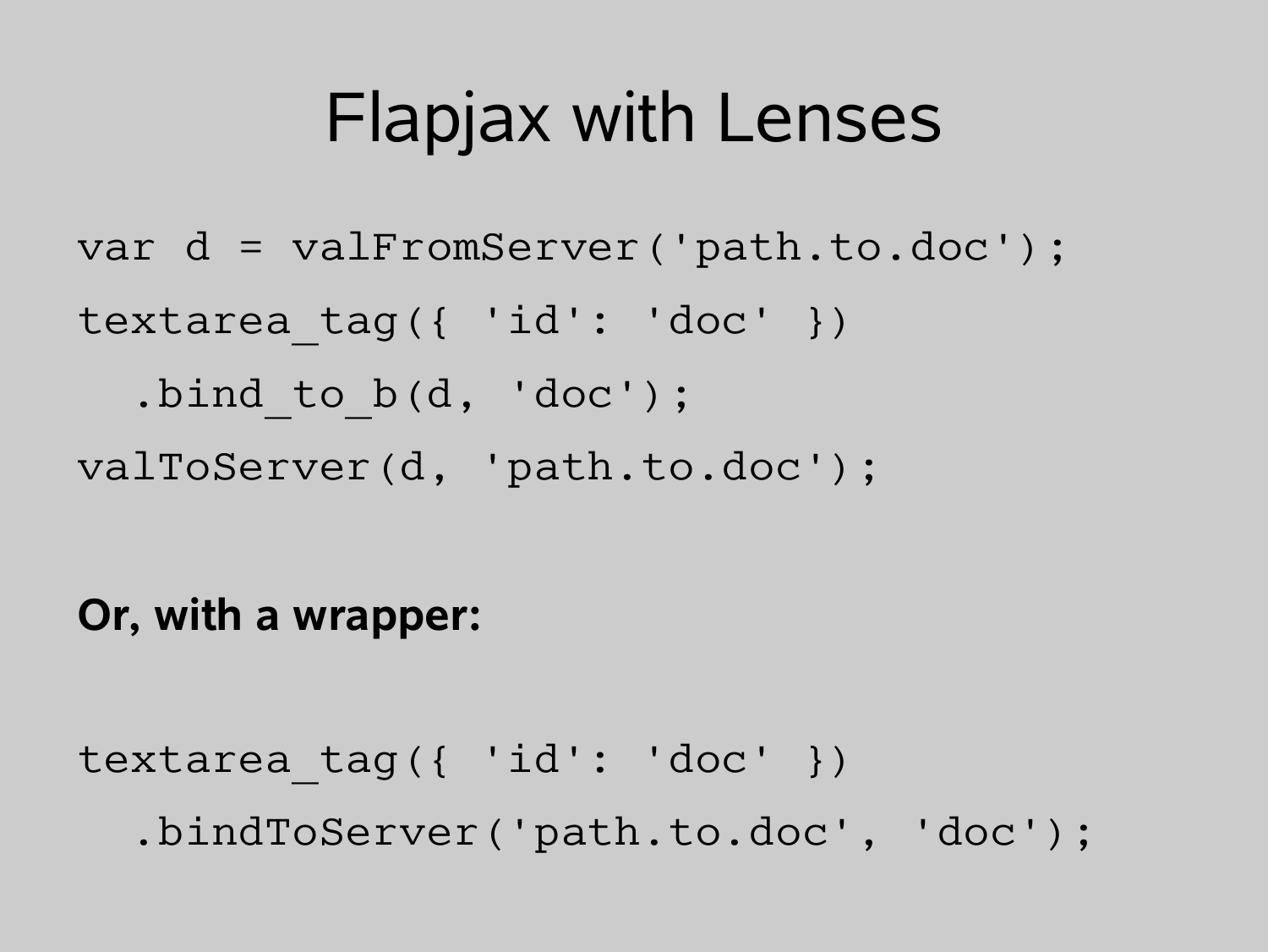# Flapjax with Lenses

```
var d = valFromServer('path.to.doc');
textarea_tag({ 'id': 'doc' })
  .bind_to_b(d, 'doc');
valToServer(d, 'path.to.doc');
```

**Or, with a wrapper:**

```
textarea_tag({ 'id': 'doc' })
  .bindToServer('path.to.doc', 'doc');
```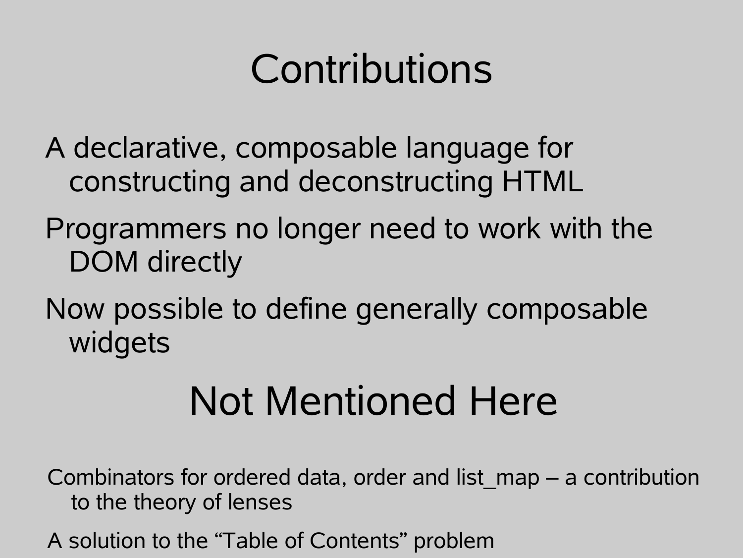# Contributions

A declarative, composable language for constructing and deconstructing HTML

Programmers no longer need to work with the DOM directly

Now possible to define generally composable widgets

# Not Mentioned Here

Combinators for ordered data, order and list_map – a contribution to the theory of lenses

A solution to the “Table of Contents” problem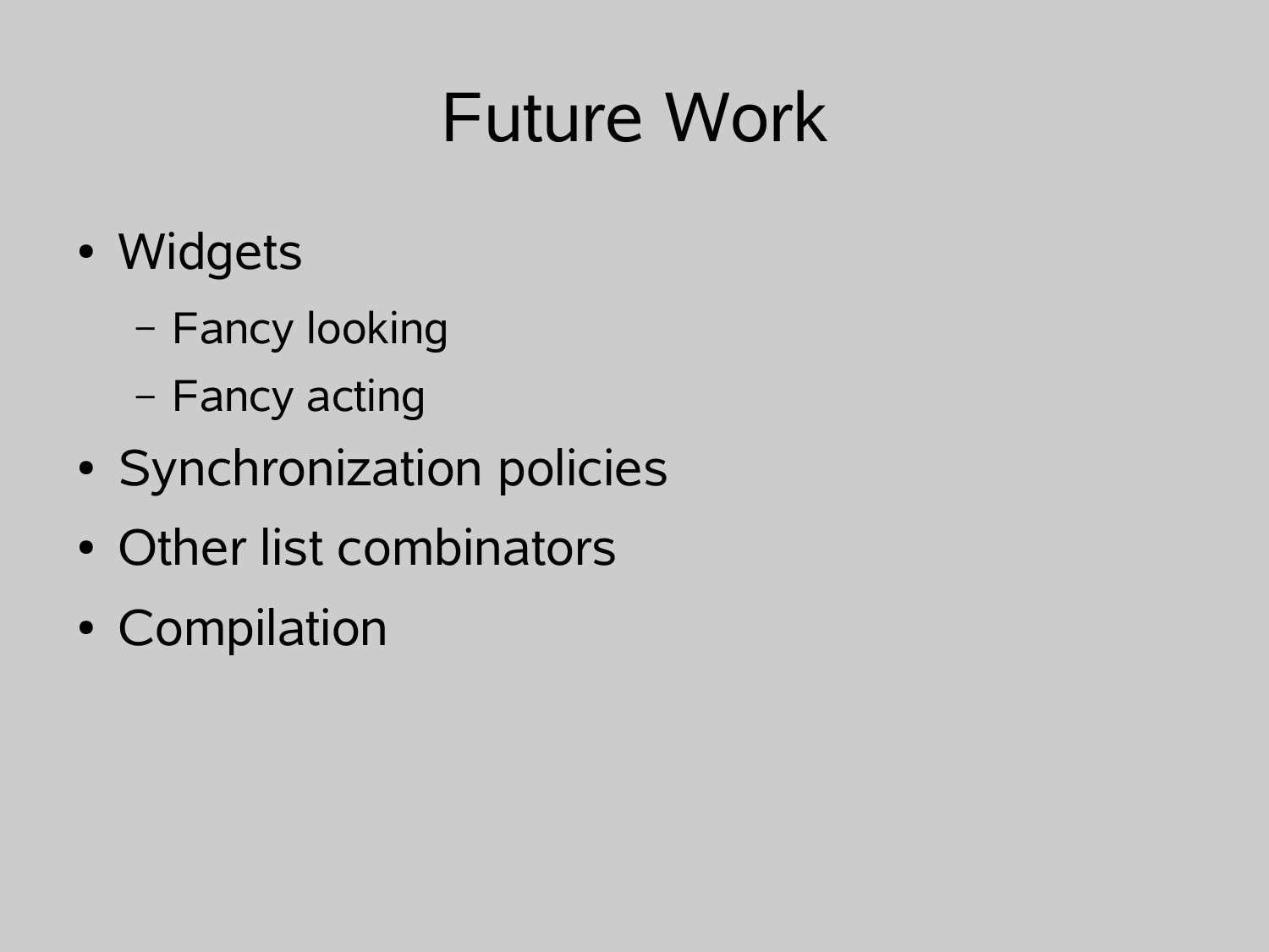# Future Work

- Widgets
  - Fancy looking
  - Fancy acting
- Synchronization policies
- Other list combinators
- Compilation